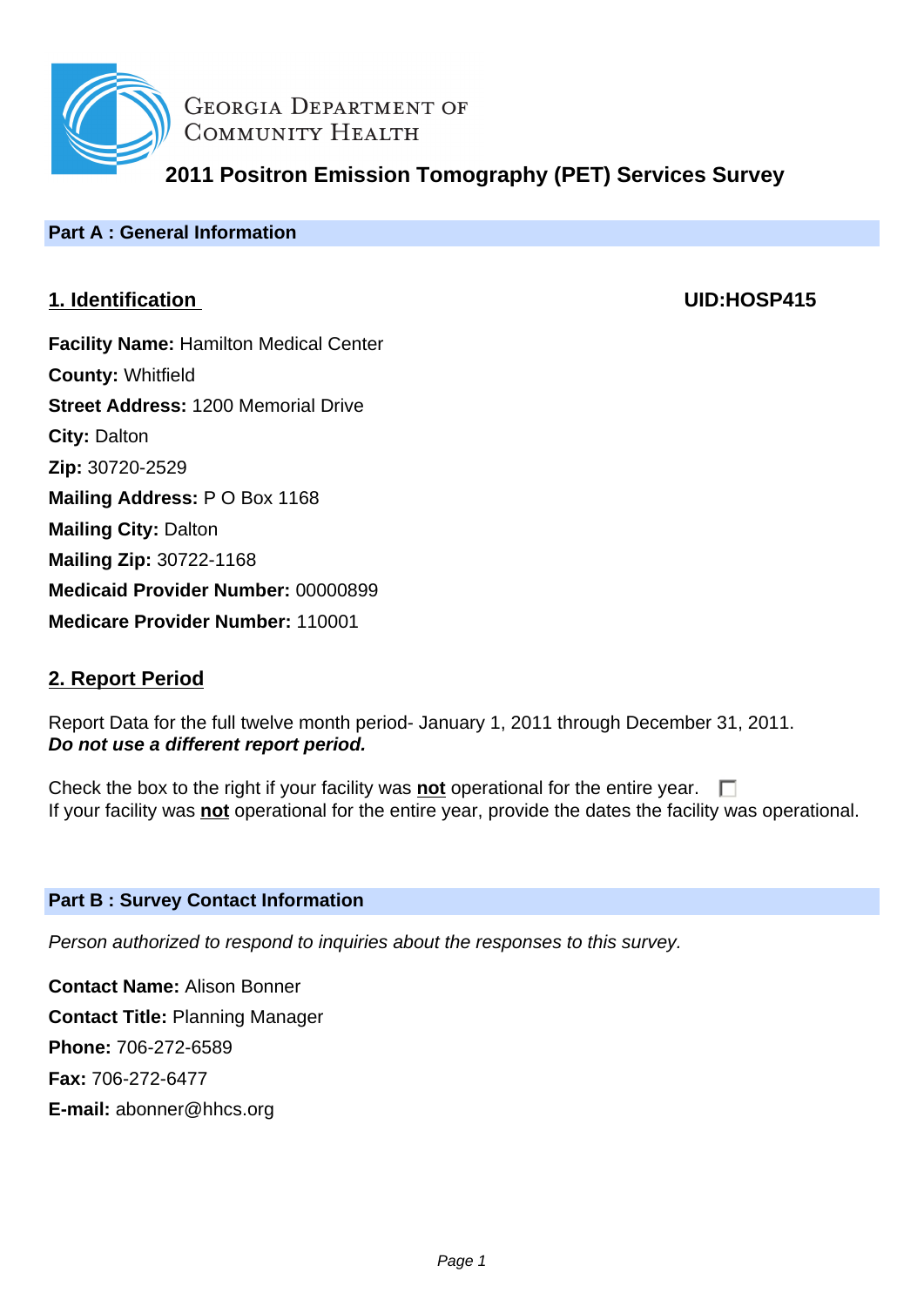Georgia Department of Community Health

# 2011 Positron Emission Tomography (PET) Services Survey

## Part A : General Information

### 1. Identification

**UID:HOSP415**

**Facility Name:** Hamilton Medical Center
**County:** Whitfield
**Street Address:** 1200 Memorial Drive
**City:** Dalton
**Zip:** 30720-2529
**Mailing Address:** P O Box 1168
**Mailing City:** Dalton
**Mailing Zip:** 30722-1168
**Medicaid Provider Number:** 00000899
**Medicare Provider Number:** 110001

### 2. Report Period

Report Data for the full twelve month period- January 1, 2011 through December 31, 2011.
***Do not use a different report period.***

Check the box to the right if your facility was **not** operational for the entire year. ☐
If your facility was **not** operational for the entire year, provide the dates the facility was operational.

## Part B : Survey Contact Information

*Person authorized to respond to inquiries about the responses to this survey.*

**Contact Name:** Alison Bonner
**Contact Title:** Planning Manager
**Phone:** 706-272-6589
**Fax:** 706-272-6477
**E-mail:** abonner@hhcs.org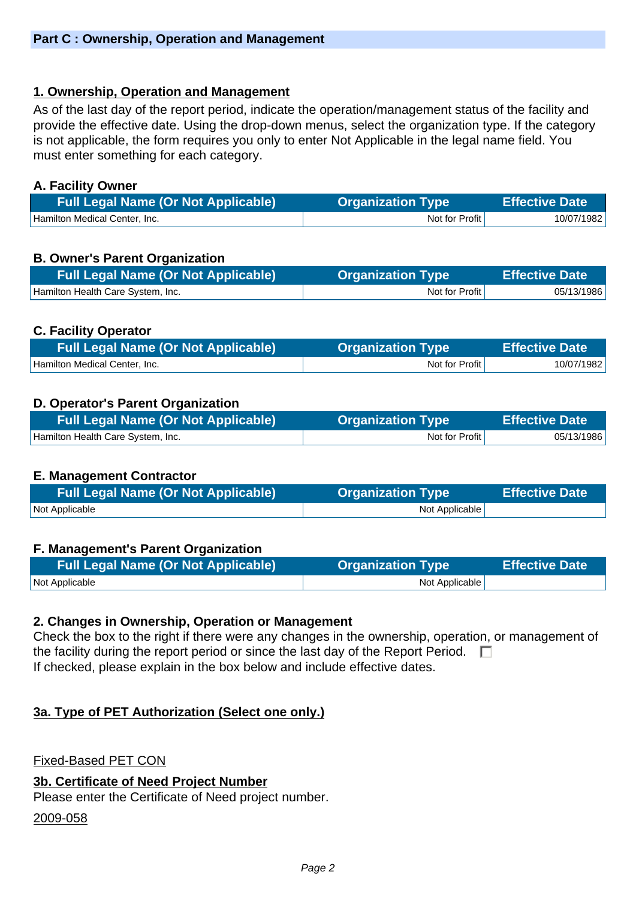## Part C : Ownership, Operation and Management

### 1. Ownership, Operation and Management

As of the last day of the report period, indicate the operation/management status of the facility and provide the effective date. Using the drop-down menus, select the organization type. If the category is not applicable, the form requires you only to enter Not Applicable in the legal name field. You must enter something for each category.

#### A. Facility Owner

| Full Legal Name (Or Not Applicable) | Organization Type | Effective Date |
|---|---|---|
| Hamilton Medical Center, Inc. | Not for Profit | 10/07/1982 |

#### B. Owner's Parent Organization

| Full Legal Name (Or Not Applicable) | Organization Type | Effective Date |
|---|---|---|
| Hamilton Health Care System, Inc. | Not for Profit | 05/13/1986 |

#### C. Facility Operator

| Full Legal Name (Or Not Applicable) | Organization Type | Effective Date |
|---|---|---|
| Hamilton Medical Center, Inc. | Not for Profit | 10/07/1982 |

#### D. Operator's Parent Organization

| Full Legal Name (Or Not Applicable) | Organization Type | Effective Date |
|---|---|---|
| Hamilton Health Care System, Inc. | Not for Profit | 05/13/1986 |

#### E. Management Contractor

| Full Legal Name (Or Not Applicable) | Organization Type | Effective Date |
|---|---|---|
| Not Applicable | Not Applicable | |

#### F. Management's Parent Organization

| Full Legal Name (Or Not Applicable) | Organization Type | Effective Date |
|---|---|---|
| Not Applicable | Not Applicable | |

### 2. Changes in Ownership, Operation or Management

Check the box to the right if there were any changes in the ownership, operation, or management of the facility during the report period or since the last day of the Report Period. ☐

If checked, please explain in the box below and include effective dates.

### 3a. Type of PET Authorization (Select one only.)

Fixed-Based PET CON

### 3b. Certificate of Need Project Number

Please enter the Certificate of Need project number.

2009-058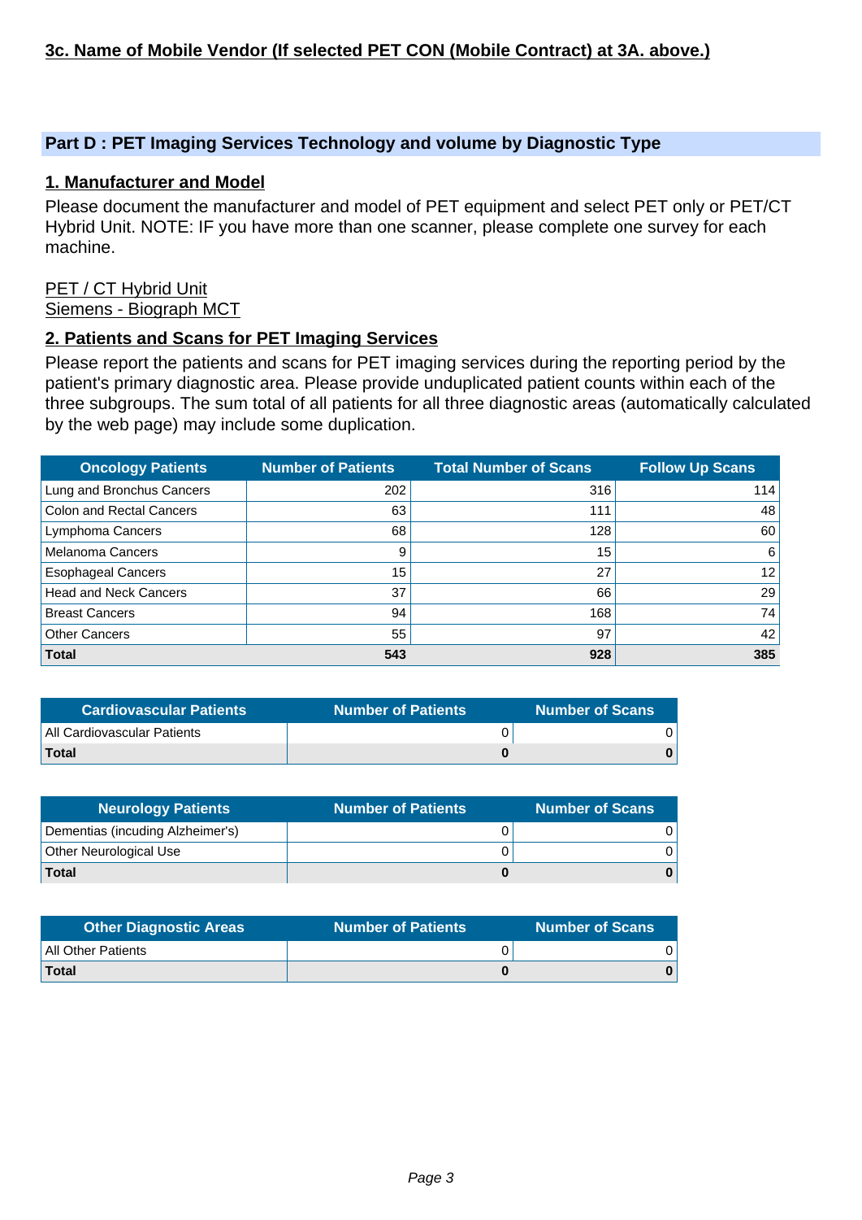### 3c. Name of Mobile Vendor (If selected PET CON (Mobile Contract) at 3A. above.)

## Part D : PET Imaging Services Technology and volume by Diagnostic Type

### 1. Manufacturer and Model

Please document the manufacturer and model of PET equipment and select PET only or PET/CT Hybrid Unit. NOTE: IF you have more than one scanner, please complete one survey for each machine.

PET / CT Hybrid Unit
Siemens - Biograph MCT

### 2. Patients and Scans for PET Imaging Services

Please report the patients and scans for PET imaging services during the reporting period by the patient's primary diagnostic area. Please provide unduplicated patient counts within each of the three subgroups. The sum total of all patients for all three diagnostic areas (automatically calculated by the web page) may include some duplication.

| Oncology Patients | Number of Patients | Total Number of Scans | Follow Up Scans |
|---|---|---|---|
| Lung and Bronchus Cancers | 202 | 316 | 114 |
| Colon and Rectal Cancers | 63 | 111 | 48 |
| Lymphoma Cancers | 68 | 128 | 60 |
| Melanoma Cancers | 9 | 15 | 6 |
| Esophageal Cancers | 15 | 27 | 12 |
| Head and Neck Cancers | 37 | 66 | 29 |
| Breast Cancers | 94 | 168 | 74 |
| Other Cancers | 55 | 97 | 42 |
| **Total** | **543** | **928** | **385** |

| Cardiovascular Patients | Number of Patients | Number of Scans |
|---|---|---|
| All Cardiovascular Patients | 0 | 0 |
| **Total** | **0** | **0** |

| Neurology Patients | Number of Patients | Number of Scans |
|---|---|---|
| Dementias (incuding Alzheimer's) | 0 | 0 |
| Other Neurological Use | 0 | 0 |
| **Total** | **0** | **0** |

| Other Diagnostic Areas | Number of Patients | Number of Scans |
|---|---|---|
| All Other Patients | 0 | 0 |
| **Total** | **0** | **0** |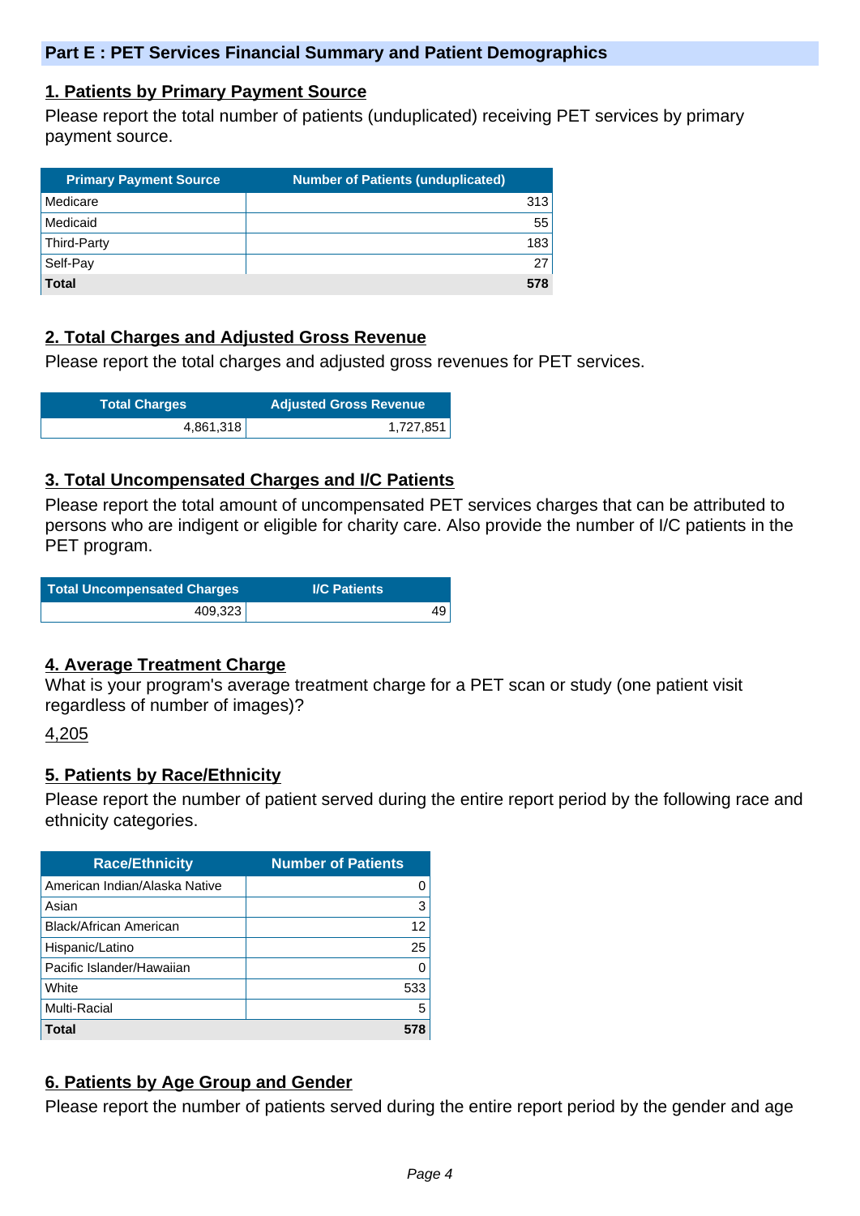## Part E : PET Services Financial Summary and Patient Demographics

### 1. Patients by Primary Payment Source

Please report the total number of patients (unduplicated) receiving PET services by primary payment source.

| Primary Payment Source | Number of Patients (unduplicated) |
|---|---|
| Medicare | 313 |
| Medicaid | 55 |
| Third-Party | 183 |
| Self-Pay | 27 |
| **Total** | **578** |

### 2. Total Charges and Adjusted Gross Revenue

Please report the total charges and adjusted gross revenues for PET services.

| Total Charges | Adjusted Gross Revenue |
|---|---|
| 4,861,318 | 1,727,851 |

### 3. Total Uncompensated Charges and I/C Patients

Please report the total amount of uncompensated PET services charges that can be attributed to persons who are indigent or eligible for charity care. Also provide the number of I/C patients in the PET program.

| Total Uncompensated Charges | I/C Patients |
|---|---|
| 409,323 | 49 |

### 4. Average Treatment Charge

What is your program's average treatment charge for a PET scan or study (one patient visit regardless of number of images)?

4,205

### 5. Patients by Race/Ethnicity

Please report the number of patient served during the entire report period by the following race and ethnicity categories.

| Race/Ethnicity | Number of Patients |
|---|---|
| American Indian/Alaska Native | 0 |
| Asian | 3 |
| Black/African American | 12 |
| Hispanic/Latino | 25 |
| Pacific Islander/Hawaiian | 0 |
| White | 533 |
| Multi-Racial | 5 |
| **Total** | **578** |

### 6. Patients by Age Group and Gender

Please report the number of patients served during the entire report period by the gender and age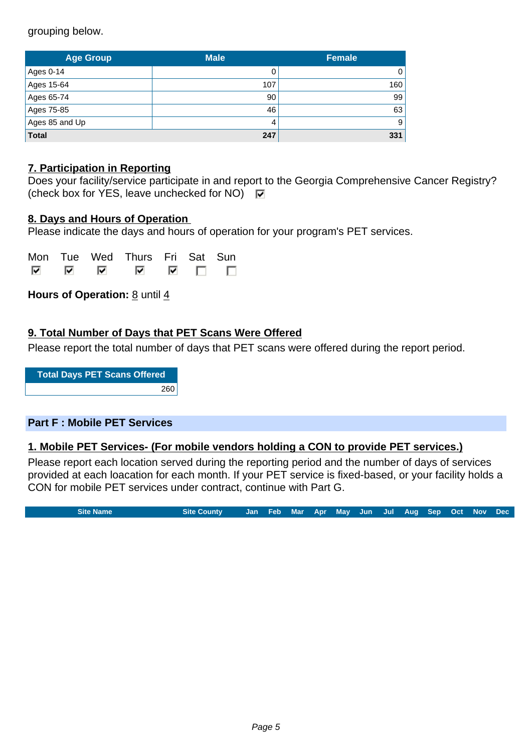grouping below.

| Age Group | Male | Female |
|---|---|---|
| Ages 0-14 | 0 | 0 |
| Ages 15-64 | 107 | 160 |
| Ages 65-74 | 90 | 99 |
| Ages 75-85 | 46 | 63 |
| Ages 85 and Up | 4 | 9 |
| **Total** | **247** | **331** |

**7. Participation in Reporting**

Does your facility/service participate in and report to the Georgia Comprehensive Cancer Registry? (check box for YES, leave unchecked for NO) ☑

**8. Days and Hours of Operation**

Please indicate the days and hours of operation for your program's PET services.

| Mon | Tue | Wed | Thurs | Fri | Sat | Sun |
|---|---|---|---|---|---|---|
| ☑ | ☑ | ☑ | ☑ | ☑ | ☐ | ☐ |

**Hours of Operation:** 8 until 4

**9. Total Number of Days that PET Scans Were Offered**

Please report the total number of days that PET scans were offered during the report period.

| Total Days PET Scans Offered |
|---|
| 260 |

## Part F : Mobile PET Services

**1. Mobile PET Services- (For mobile vendors holding a CON to provide PET services.)**

Please report each location served during the reporting period and the number of days of services provided at each loacation for each month. If your PET service is fixed-based, or your facility holds a CON for mobile PET services under contract, continue with Part G.

| Site Name | Site County | Jan | Feb | Mar | Apr | May | Jun | Jul | Aug | Sep | Oct | Nov | Dec |
|---|---|---|---|---|---|---|---|---|---|---|---|---|---|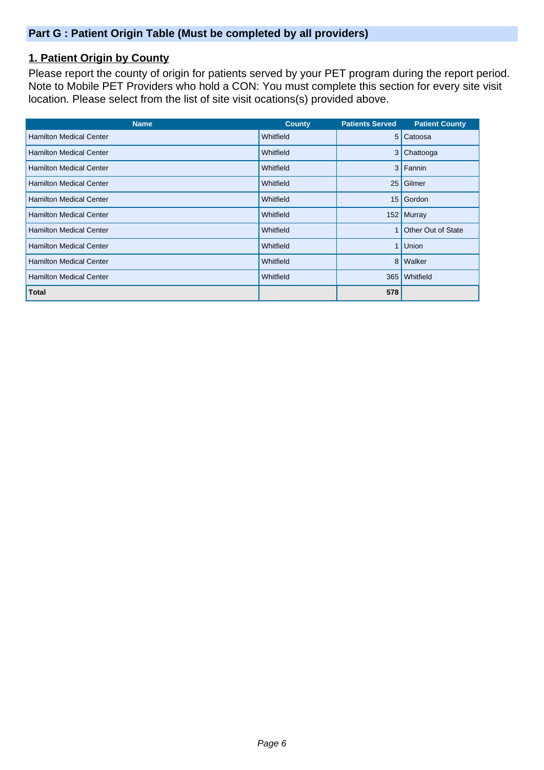## Part G : Patient Origin Table (Must be completed by all providers)

### 1. Patient Origin by County

Please report the county of origin for patients served by your PET program during the report period. Note to Mobile PET Providers who hold a CON: You must complete this section for every site visit location. Please select from the list of site visit ocations(s) provided above.

| Name | County | Patients Served | Patient County |
|---|---|---|---|
| Hamilton Medical Center | Whitfield | 5 | Catoosa |
| Hamilton Medical Center | Whitfield | 3 | Chattooga |
| Hamilton Medical Center | Whitfield | 3 | Fannin |
| Hamilton Medical Center | Whitfield | 25 | Gilmer |
| Hamilton Medical Center | Whitfield | 15 | Gordon |
| Hamilton Medical Center | Whitfield | 152 | Murray |
| Hamilton Medical Center | Whitfield | 1 | Other Out of State |
| Hamilton Medical Center | Whitfield | 1 | Union |
| Hamilton Medical Center | Whitfield | 8 | Walker |
| Hamilton Medical Center | Whitfield | 365 | Whitfield |
| **Total** | | **578** | |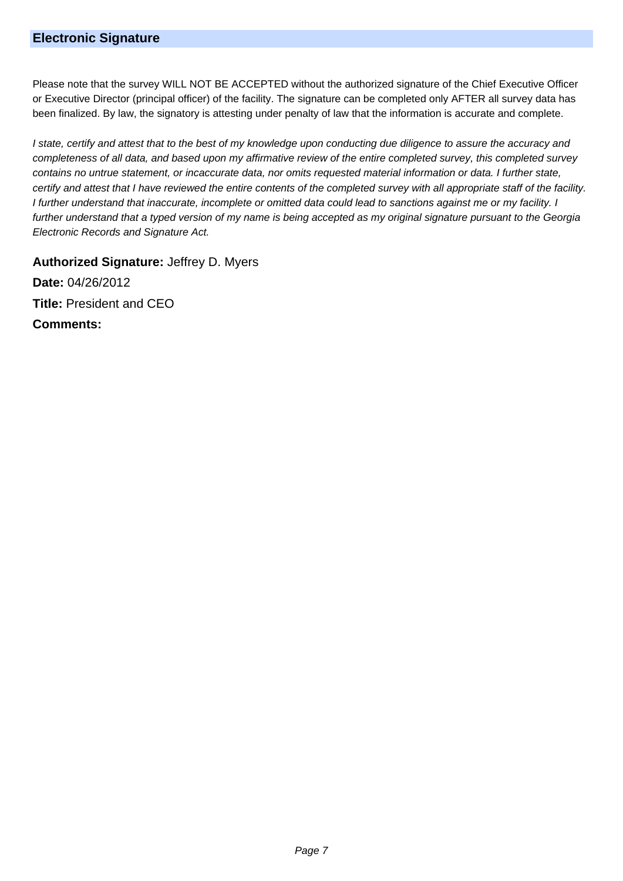## Electronic Signature

Please note that the survey WILL NOT BE ACCEPTED without the authorized signature of the Chief Executive Officer or Executive Director (principal officer) of the facility. The signature can be completed only AFTER all survey data has been finalized. By law, the signatory is attesting under penalty of law that the information is accurate and complete.

*I state, certify and attest that to the best of my knowledge upon conducting due diligence to assure the accuracy and completeness of all data, and based upon my affirmative review of the entire completed survey, this completed survey contains no untrue statement, or incaccurate data, nor omits requested material information or data. I further state, certify and attest that I have reviewed the entire contents of the completed survey with all appropriate staff of the facility. I further understand that inaccurate, incomplete or omitted data could lead to sanctions against me or my facility. I further understand that a typed version of my name is being accepted as my original signature pursuant to the Georgia Electronic Records and Signature Act.*

**Authorized Signature:** Jeffrey D. Myers

**Date:** 04/26/2012

**Title:** President and CEO

**Comments:**